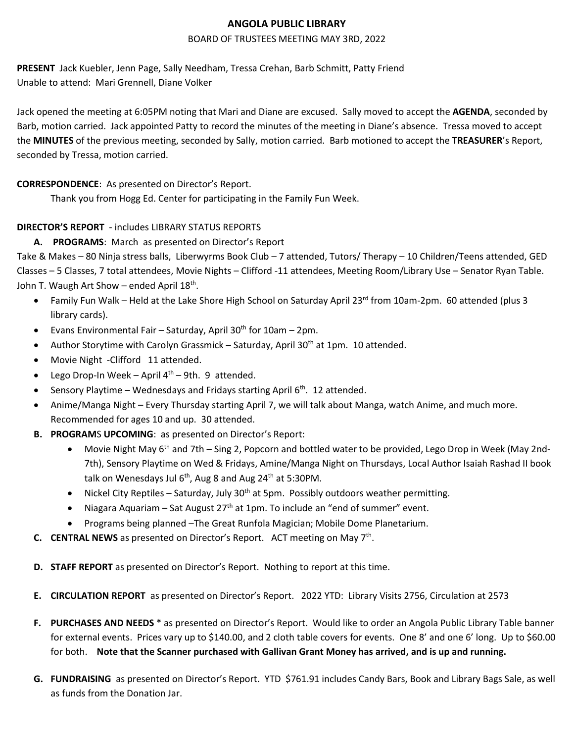# ANGOLA PUBLIC LIBRARY

BOARD OF TRUSTEES MEETING MAY 3RD, 2022

**PRESENT** Jack Kuebler, Jenn Page, Sally Needham, Tressa Crehan, Barb Schmitt, Patty Friend
Unable to attend: Mari Grennell, Diane Volker

Jack opened the meeting at 6:05PM noting that Mari and Diane are excused. Sally moved to accept the **AGENDA**, seconded by Barb, motion carried. Jack appointed Patty to record the minutes of the meeting in Diane's absence. Tressa moved to accept the **MINUTES** of the previous meeting, seconded by Sally, motion carried. Barb motioned to accept the **TREASURER**'s Report, seconded by Tressa, motion carried.

**CORRESPONDENCE**: As presented on Director's Report.
Thank you from Hogg Ed. Center for participating in the Family Fun Week.

**DIRECTOR'S REPORT** - includes LIBRARY STATUS REPORTS

**A. PROGRAMS**: March as presented on Director's Report

Take & Makes – 80 Ninja stress balls, Liberwyrms Book Club – 7 attended, Tutors/ Therapy – 10 Children/Teens attended, GED Classes – 5 Classes, 7 total attendees, Movie Nights – Clifford -11 attendees, Meeting Room/Library Use – Senator Ryan Table. John T. Waugh Art Show – ended April 18th.

- Family Fun Walk – Held at the Lake Shore High School on Saturday April 23rd from 10am-2pm. 60 attended (plus 3 library cards).
- Evans Environmental Fair – Saturday, April 30th for 10am – 2pm.
- Author Storytime with Carolyn Grassmick – Saturday, April 30th at 1pm. 10 attended.
- Movie Night -Clifford 11 attended.
- Lego Drop-In Week – April 4th – 9th. 9 attended.
- Sensory Playtime – Wednesdays and Fridays starting April 6th. 12 attended.
- Anime/Manga Night – Every Thursday starting April 7, we will talk about Manga, watch Anime, and much more. Recommended for ages 10 and up. 30 attended.

**B. PROGRAMS UPCOMING**: as presented on Director's Report:

- Movie Night May 6th and 7th – Sing 2, Popcorn and bottled water to be provided, Lego Drop in Week (May 2nd-7th), Sensory Playtime on Wed & Fridays, Amine/Manga Night on Thursdays, Local Author Isaiah Rashad II book talk on Wenesdays Jul 6th, Aug 8 and Aug 24th at 5:30PM.
- Nickel City Reptiles – Saturday, July 30th at 5pm. Possibly outdoors weather permitting.
- Niagara Aquariam – Sat August 27th at 1pm. To include an "end of summer" event.
- Programs being planned –The Great Runfola Magician; Mobile Dome Planetarium.

**C. CENTRAL NEWS** as presented on Director's Report. ACT meeting on May 7th.

**D. STAFF REPORT** as presented on Director's Report. Nothing to report at this time.

**E. CIRCULATION REPORT** as presented on Director's Report. 2022 YTD: Library Visits 2756, Circulation at 2573

**F. PURCHASES AND NEEDS** * as presented on Director's Report. Would like to order an Angola Public Library Table banner for external events. Prices vary up to $140.00, and 2 cloth table covers for events. One 8' and one 6' long. Up to $60.00 for both. **Note that the Scanner purchased with Gallivan Grant Money has arrived, and is up and running.**

**G. FUNDRAISING** as presented on Director's Report. YTD $761.91 includes Candy Bars, Book and Library Bags Sale, as well as funds from the Donation Jar.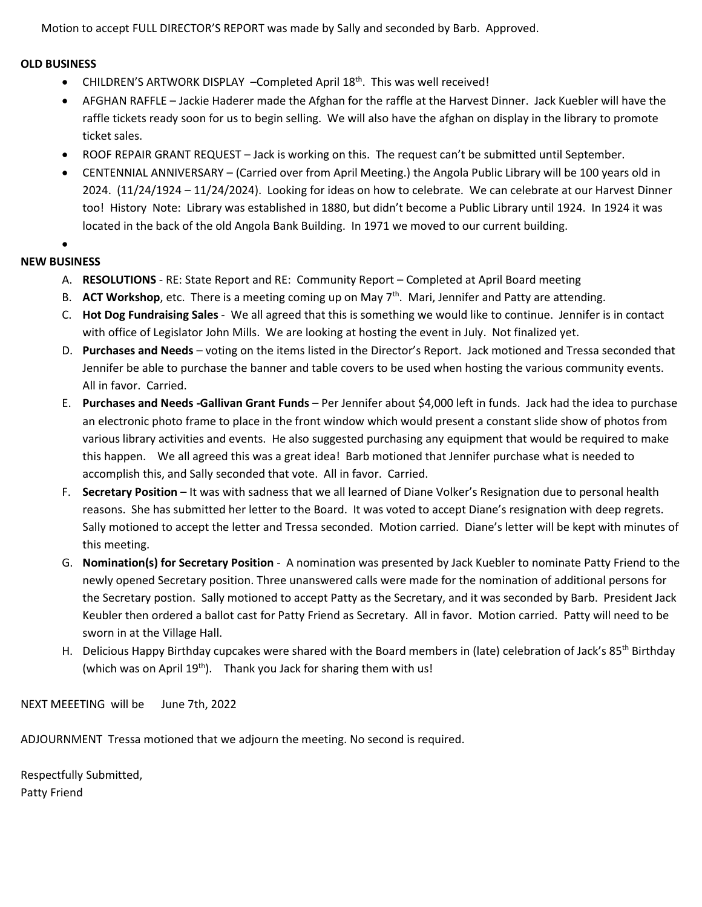Motion to accept FULL DIRECTOR'S REPORT was made by Sally and seconded by Barb. Approved.

**OLD BUSINESS**

- CHILDREN'S ARTWORK DISPLAY –Completed April 18th. This was well received!
- AFGHAN RAFFLE – Jackie Haderer made the Afghan for the raffle at the Harvest Dinner. Jack Kuebler will have the raffle tickets ready soon for us to begin selling. We will also have the afghan on display in the library to promote ticket sales.
- ROOF REPAIR GRANT REQUEST – Jack is working on this. The request can't be submitted until September.
- CENTENNIAL ANNIVERSARY – (Carried over from April Meeting.) the Angola Public Library will be 100 years old in 2024. (11/24/1924 – 11/24/2024). Looking for ideas on how to celebrate. We can celebrate at our Harvest Dinner too! History Note: Library was established in 1880, but didn't become a Public Library until 1924. In 1924 it was located in the back of the old Angola Bank Building. In 1971 we moved to our current building.
- 

**NEW BUSINESS**

A. **RESOLUTIONS** - RE: State Report and RE: Community Report – Completed at April Board meeting
B. **ACT Workshop**, etc. There is a meeting coming up on May 7th. Mari, Jennifer and Patty are attending.
C. **Hot Dog Fundraising Sales** - We all agreed that this is something we would like to continue. Jennifer is in contact with office of Legislator John Mills. We are looking at hosting the event in July. Not finalized yet.
D. **Purchases and Needs** – voting on the items listed in the Director's Report. Jack motioned and Tressa seconded that Jennifer be able to purchase the banner and table covers to be used when hosting the various community events. All in favor. Carried.
E. **Purchases and Needs -Gallivan Grant Funds** – Per Jennifer about $4,000 left in funds. Jack had the idea to purchase an electronic photo frame to place in the front window which would present a constant slide show of photos from various library activities and events. He also suggested purchasing any equipment that would be required to make this happen. We all agreed this was a great idea! Barb motioned that Jennifer purchase what is needed to accomplish this, and Sally seconded that vote. All in favor. Carried.
F. **Secretary Position** – It was with sadness that we all learned of Diane Volker's Resignation due to personal health reasons. She has submitted her letter to the Board. It was voted to accept Diane's resignation with deep regrets. Sally motioned to accept the letter and Tressa seconded. Motion carried. Diane's letter will be kept with minutes of this meeting.
G. **Nomination(s) for Secretary Position** - A nomination was presented by Jack Kuebler to nominate Patty Friend to the newly opened Secretary position. Three unanswered calls were made for the nomination of additional persons for the Secretary postion. Sally motioned to accept Patty as the Secretary, and it was seconded by Barb. President Jack Keubler then ordered a ballot cast for Patty Friend as Secretary. All in favor. Motion carried. Patty will need to be sworn in at the Village Hall.
H. Delicious Happy Birthday cupcakes were shared with the Board members in (late) celebration of Jack's 85th Birthday (which was on April 19th). Thank you Jack for sharing them with us!

NEXT MEEETING will be June 7th, 2022

ADJOURNMENT Tressa motioned that we adjourn the meeting. No second is required.

Respectfully Submitted,
Patty Friend